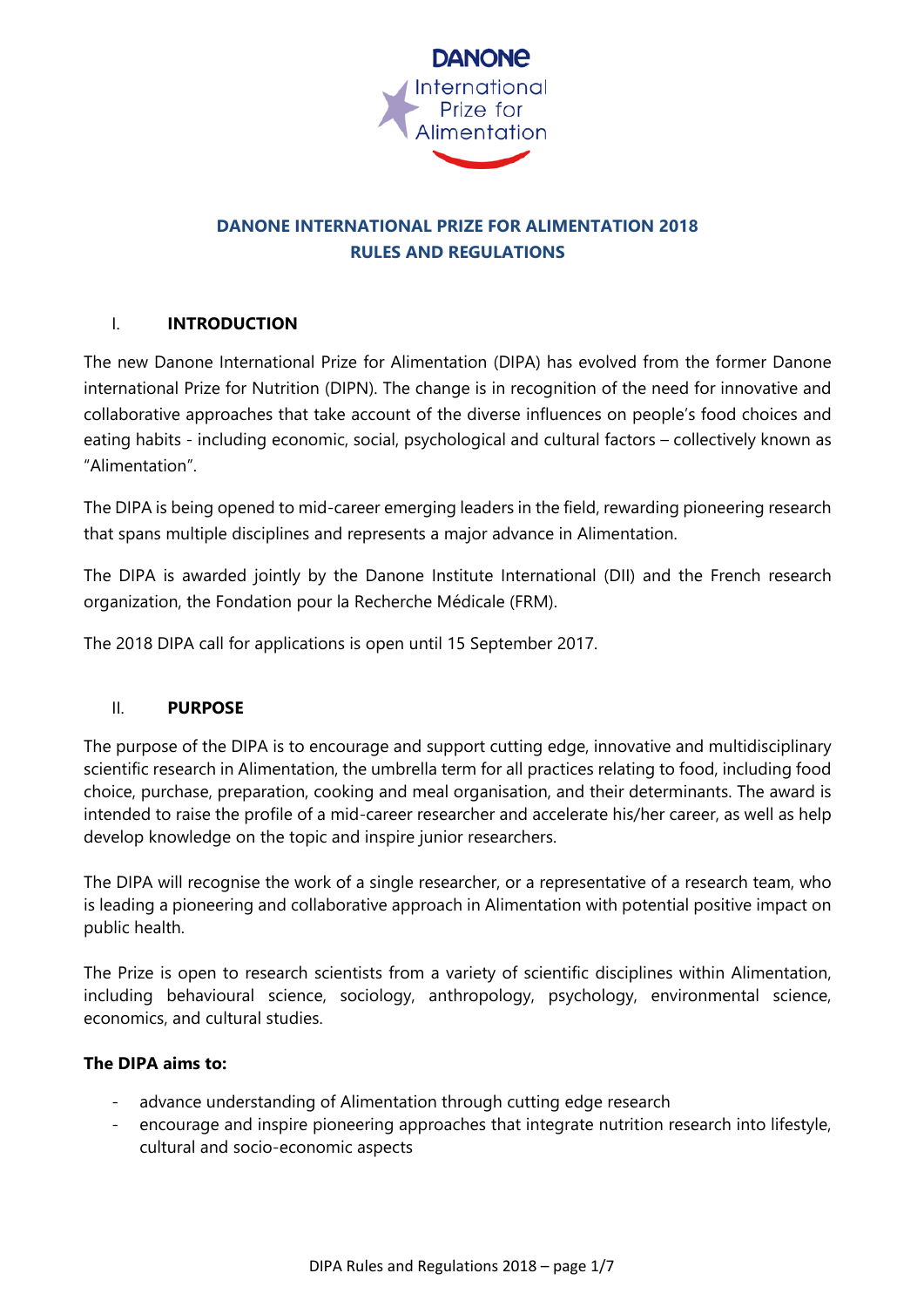# DANONE INTERNATIONAL PRIZE FOR ALIMENTATION 2018
# RULES AND REGULATIONS

## I. INTRODUCTION

The new Danone International Prize for Alimentation (DIPA) has evolved from the former Danone international Prize for Nutrition (DIPN). The change is in recognition of the need for innovative and collaborative approaches that take account of the diverse influences on people's food choices and eating habits - including economic, social, psychological and cultural factors – collectively known as "Alimentation".

The DIPA is being opened to mid-career emerging leaders in the field, rewarding pioneering research that spans multiple disciplines and represents a major advance in Alimentation.

The DIPA is awarded jointly by the Danone Institute International (DII) and the French research organization, the Fondation pour la Recherche Médicale (FRM).

The 2018 DIPA call for applications is open until 15 September 2017.

## II. PURPOSE

The purpose of the DIPA is to encourage and support cutting edge, innovative and multidisciplinary scientific research in Alimentation, the umbrella term for all practices relating to food, including food choice, purchase, preparation, cooking and meal organisation, and their determinants. The award is intended to raise the profile of a mid-career researcher and accelerate his/her career, as well as help develop knowledge on the topic and inspire junior researchers.

The DIPA will recognise the work of a single researcher, or a representative of a research team, who is leading a pioneering and collaborative approach in Alimentation with potential positive impact on public health.

The Prize is open to research scientists from a variety of scientific disciplines within Alimentation, including behavioural science, sociology, anthropology, psychology, environmental science, economics, and cultural studies.

**The DIPA aims to:**

- advance understanding of Alimentation through cutting edge research
- encourage and inspire pioneering approaches that integrate nutrition research into lifestyle, cultural and socio-economic aspects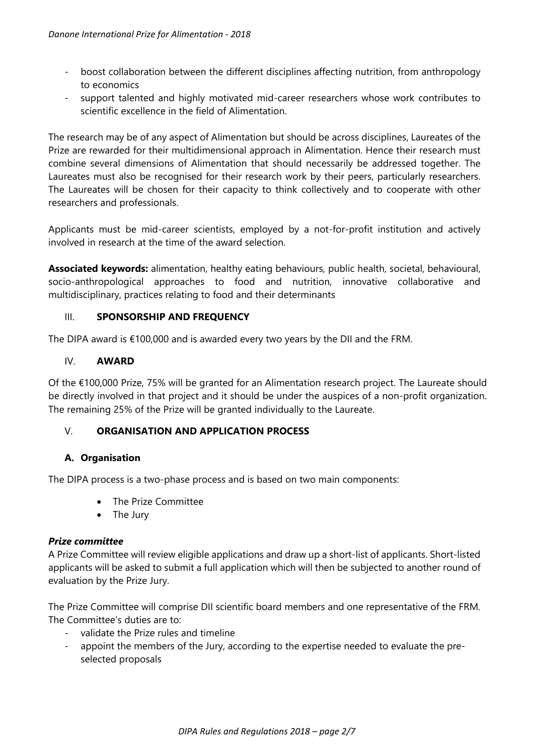- boost collaboration between the different disciplines affecting nutrition, from anthropology to economics
- support talented and highly motivated mid-career researchers whose work contributes to scientific excellence in the field of Alimentation.

The research may be of any aspect of Alimentation but should be across disciplines, Laureates of the Prize are rewarded for their multidimensional approach in Alimentation. Hence their research must combine several dimensions of Alimentation that should necessarily be addressed together. The Laureates must also be recognised for their research work by their peers, particularly researchers. The Laureates will be chosen for their capacity to think collectively and to cooperate with other researchers and professionals.

Applicants must be mid-career scientists, employed by a not-for-profit institution and actively involved in research at the time of the award selection.

**Associated keywords:** alimentation, healthy eating behaviours, public health, societal, behavioural, socio-anthropological approaches to food and nutrition, innovative collaborative and multidisciplinary, practices relating to food and their determinants

## III. SPONSORSHIP AND FREQUENCY

The DIPA award is €100,000 and is awarded every two years by the DII and the FRM.

## IV. AWARD

Of the €100,000 Prize, 75% will be granted for an Alimentation research project. The Laureate should be directly involved in that project and it should be under the auspices of a non-profit organization. The remaining 25% of the Prize will be granted individually to the Laureate.

## V. ORGANISATION AND APPLICATION PROCESS

### A. Organisation

The DIPA process is a two-phase process and is based on two main components:

- The Prize Committee
- The Jury

***Prize committee***

A Prize Committee will review eligible applications and draw up a short-list of applicants. Short-listed applicants will be asked to submit a full application which will then be subjected to another round of evaluation by the Prize Jury.

The Prize Committee will comprise DII scientific board members and one representative of the FRM. The Committee's duties are to:

- validate the Prize rules and timeline
- appoint the members of the Jury, according to the expertise needed to evaluate the pre-selected proposals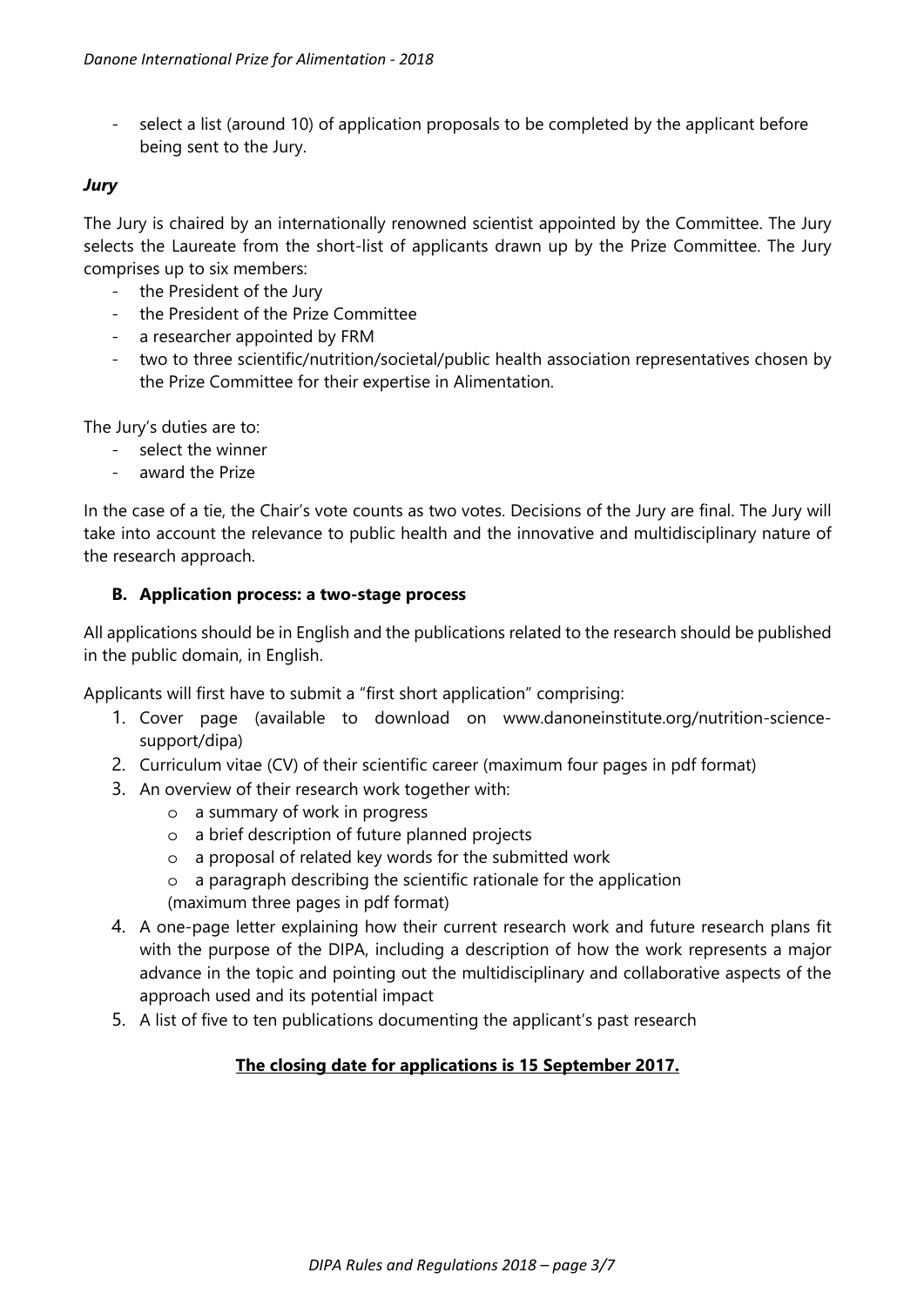- select a list (around 10) of application proposals to be completed by the applicant before being sent to the Jury.

***Jury***

The Jury is chaired by an internationally renowned scientist appointed by the Committee. The Jury selects the Laureate from the short-list of applicants drawn up by the Prize Committee. The Jury comprises up to six members:

- the President of the Jury
- the President of the Prize Committee
- a researcher appointed by FRM
- two to three scientific/nutrition/societal/public health association representatives chosen by the Prize Committee for their expertise in Alimentation.

The Jury's duties are to:

- select the winner
- award the Prize

In the case of a tie, the Chair's vote counts as two votes. Decisions of the Jury are final. The Jury will take into account the relevance to public health and the innovative and multidisciplinary nature of the research approach.

### B. Application process: a two-stage process

All applications should be in English and the publications related to the research should be published in the public domain, in English.

Applicants will first have to submit a "first short application" comprising:

1. Cover page (available to download on www.danoneinstitute.org/nutrition-science-support/dipa)
2. Curriculum vitae (CV) of their scientific career (maximum four pages in pdf format)
3. An overview of their research work together with:
   - a summary of work in progress
   - a brief description of future planned projects
   - a proposal of related key words for the submitted work
   - a paragraph describing the scientific rationale for the application

   (maximum three pages in pdf format)
4. A one-page letter explaining how their current research work and future research plans fit with the purpose of the DIPA, including a description of how the work represents a major advance in the topic and pointing out the multidisciplinary and collaborative aspects of the approach used and its potential impact
5. A list of five to ten publications documenting the applicant's past research

**The closing date for applications is 15 September 2017.**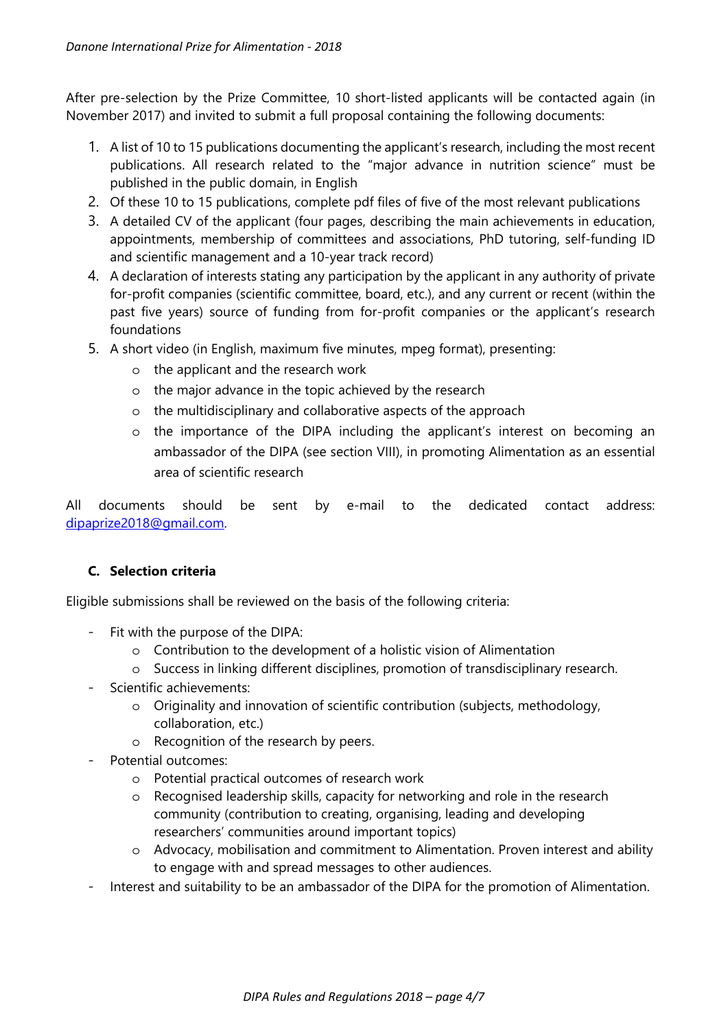After pre-selection by the Prize Committee, 10 short-listed applicants will be contacted again (in November 2017) and invited to submit a full proposal containing the following documents:

1. A list of 10 to 15 publications documenting the applicant's research, including the most recent publications. All research related to the "major advance in nutrition science" must be published in the public domain, in English
2. Of these 10 to 15 publications, complete pdf files of five of the most relevant publications
3. A detailed CV of the applicant (four pages, describing the main achievements in education, appointments, membership of committees and associations, PhD tutoring, self-funding ID and scientific management and a 10-year track record)
4. A declaration of interests stating any participation by the applicant in any authority of private for-profit companies (scientific committee, board, etc.), and any current or recent (within the past five years) source of funding from for-profit companies or the applicant's research foundations
5. A short video (in English, maximum five minutes, mpeg format), presenting:
    - the applicant and the research work
    - the major advance in the topic achieved by the research
    - the multidisciplinary and collaborative aspects of the approach
    - the importance of the DIPA including the applicant's interest on becoming an ambassador of the DIPA (see section VIII), in promoting Alimentation as an essential area of scientific research

All documents should be sent by e-mail to the dedicated contact address: dipaprize2018@gmail.com.

### C. Selection criteria

Eligible submissions shall be reviewed on the basis of the following criteria:

- Fit with the purpose of the DIPA:
    - Contribution to the development of a holistic vision of Alimentation
    - Success in linking different disciplines, promotion of transdisciplinary research.
- Scientific achievements:
    - Originality and innovation of scientific contribution (subjects, methodology, collaboration, etc.)
    - Recognition of the research by peers.
- Potential outcomes:
    - Potential practical outcomes of research work
    - Recognised leadership skills, capacity for networking and role in the research community (contribution to creating, organising, leading and developing researchers' communities around important topics)
    - Advocacy, mobilisation and commitment to Alimentation. Proven interest and ability to engage with and spread messages to other audiences.
- Interest and suitability to be an ambassador of the DIPA for the promotion of Alimentation.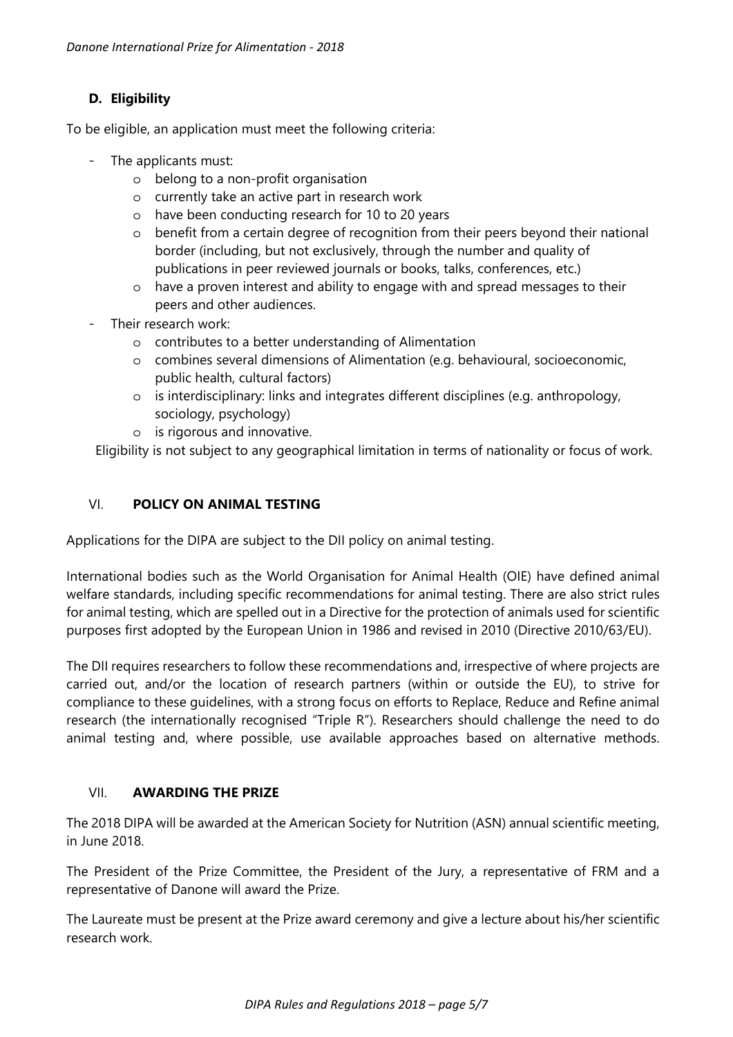### D. Eligibility

To be eligible, an application must meet the following criteria:

- The applicants must:
    - belong to a non-profit organisation
    - currently take an active part in research work
    - have been conducting research for 10 to 20 years
    - benefit from a certain degree of recognition from their peers beyond their national border (including, but not exclusively, through the number and quality of publications in peer reviewed journals or books, talks, conferences, etc.)
    - have a proven interest and ability to engage with and spread messages to their peers and other audiences.
- Their research work:
    - contributes to a better understanding of Alimentation
    - combines several dimensions of Alimentation (e.g. behavioural, socioeconomic, public health, cultural factors)
    - is interdisciplinary: links and integrates different disciplines (e.g. anthropology, sociology, psychology)
    - is rigorous and innovative.

Eligibility is not subject to any geographical limitation in terms of nationality or focus of work.

## VI. POLICY ON ANIMAL TESTING

Applications for the DIPA are subject to the DII policy on animal testing.

International bodies such as the World Organisation for Animal Health (OIE) have defined animal welfare standards, including specific recommendations for animal testing. There are also strict rules for animal testing, which are spelled out in a Directive for the protection of animals used for scientific purposes first adopted by the European Union in 1986 and revised in 2010 (Directive 2010/63/EU).

The DII requires researchers to follow these recommendations and, irrespective of where projects are carried out, and/or the location of research partners (within or outside the EU), to strive for compliance to these guidelines, with a strong focus on efforts to Replace, Reduce and Refine animal research (the internationally recognised "Triple R"). Researchers should challenge the need to do animal testing and, where possible, use available approaches based on alternative methods.

## VII. AWARDING THE PRIZE

The 2018 DIPA will be awarded at the American Society for Nutrition (ASN) annual scientific meeting, in June 2018.

The President of the Prize Committee, the President of the Jury, a representative of FRM and a representative of Danone will award the Prize.

The Laureate must be present at the Prize award ceremony and give a lecture about his/her scientific research work.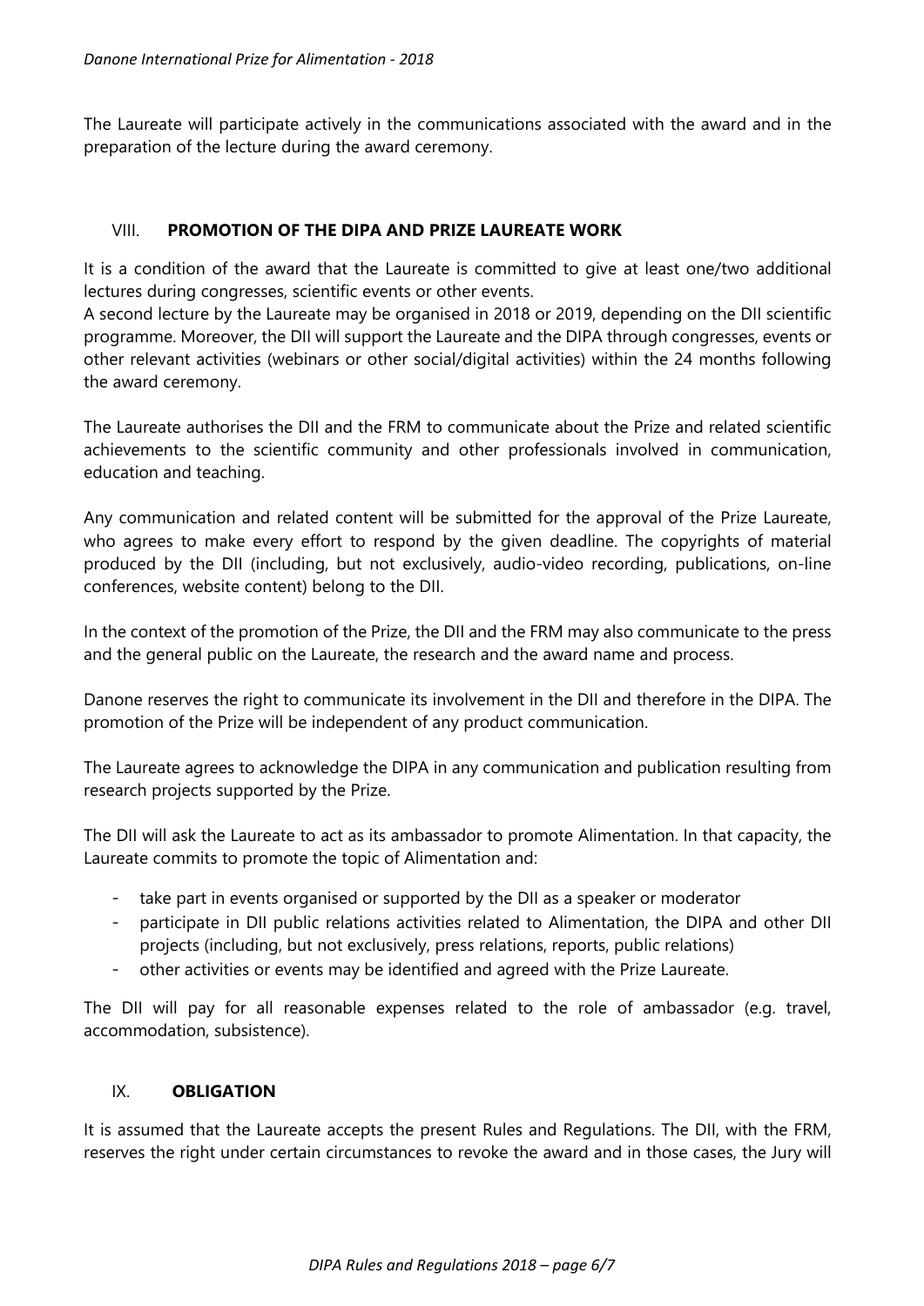The Laureate will participate actively in the communications associated with the award and in the preparation of the lecture during the award ceremony.

## VIII. PROMOTION OF THE DIPA AND PRIZE LAUREATE WORK

It is a condition of the award that the Laureate is committed to give at least one/two additional lectures during congresses, scientific events or other events.
A second lecture by the Laureate may be organised in 2018 or 2019, depending on the DII scientific programme. Moreover, the DII will support the Laureate and the DIPA through congresses, events or other relevant activities (webinars or other social/digital activities) within the 24 months following the award ceremony.

The Laureate authorises the DII and the FRM to communicate about the Prize and related scientific achievements to the scientific community and other professionals involved in communication, education and teaching.

Any communication and related content will be submitted for the approval of the Prize Laureate, who agrees to make every effort to respond by the given deadline. The copyrights of material produced by the DII (including, but not exclusively, audio-video recording, publications, on-line conferences, website content) belong to the DII.

In the context of the promotion of the Prize, the DII and the FRM may also communicate to the press and the general public on the Laureate, the research and the award name and process.

Danone reserves the right to communicate its involvement in the DII and therefore in the DIPA. The promotion of the Prize will be independent of any product communication.

The Laureate agrees to acknowledge the DIPA in any communication and publication resulting from research projects supported by the Prize.

The DII will ask the Laureate to act as its ambassador to promote Alimentation. In that capacity, the Laureate commits to promote the topic of Alimentation and:

- take part in events organised or supported by the DII as a speaker or moderator
- participate in DII public relations activities related to Alimentation, the DIPA and other DII projects (including, but not exclusively, press relations, reports, public relations)
- other activities or events may be identified and agreed with the Prize Laureate.

The DII will pay for all reasonable expenses related to the role of ambassador (e.g. travel, accommodation, subsistence).

## IX. OBLIGATION

It is assumed that the Laureate accepts the present Rules and Regulations. The DII, with the FRM, reserves the right under certain circumstances to revoke the award and in those cases, the Jury will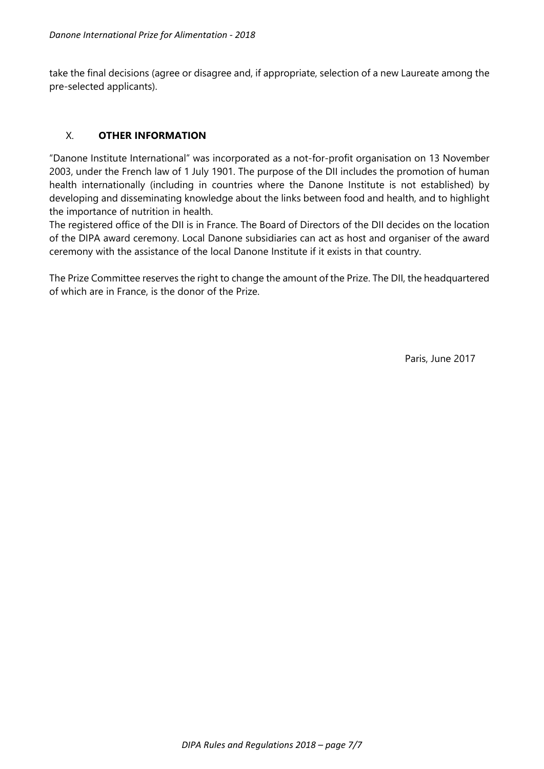take the final decisions (agree or disagree and, if appropriate, selection of a new Laureate among the pre-selected applicants).

## X. OTHER INFORMATION

"Danone Institute International" was incorporated as a not-for-profit organisation on 13 November 2003, under the French law of 1 July 1901. The purpose of the DII includes the promotion of human health internationally (including in countries where the Danone Institute is not established) by developing and disseminating knowledge about the links between food and health, and to highlight the importance of nutrition in health.

The registered office of the DII is in France. The Board of Directors of the DII decides on the location of the DIPA award ceremony. Local Danone subsidiaries can act as host and organiser of the award ceremony with the assistance of the local Danone Institute if it exists in that country.

The Prize Committee reserves the right to change the amount of the Prize. The DII, the headquartered of which are in France, is the donor of the Prize.

Paris, June 2017